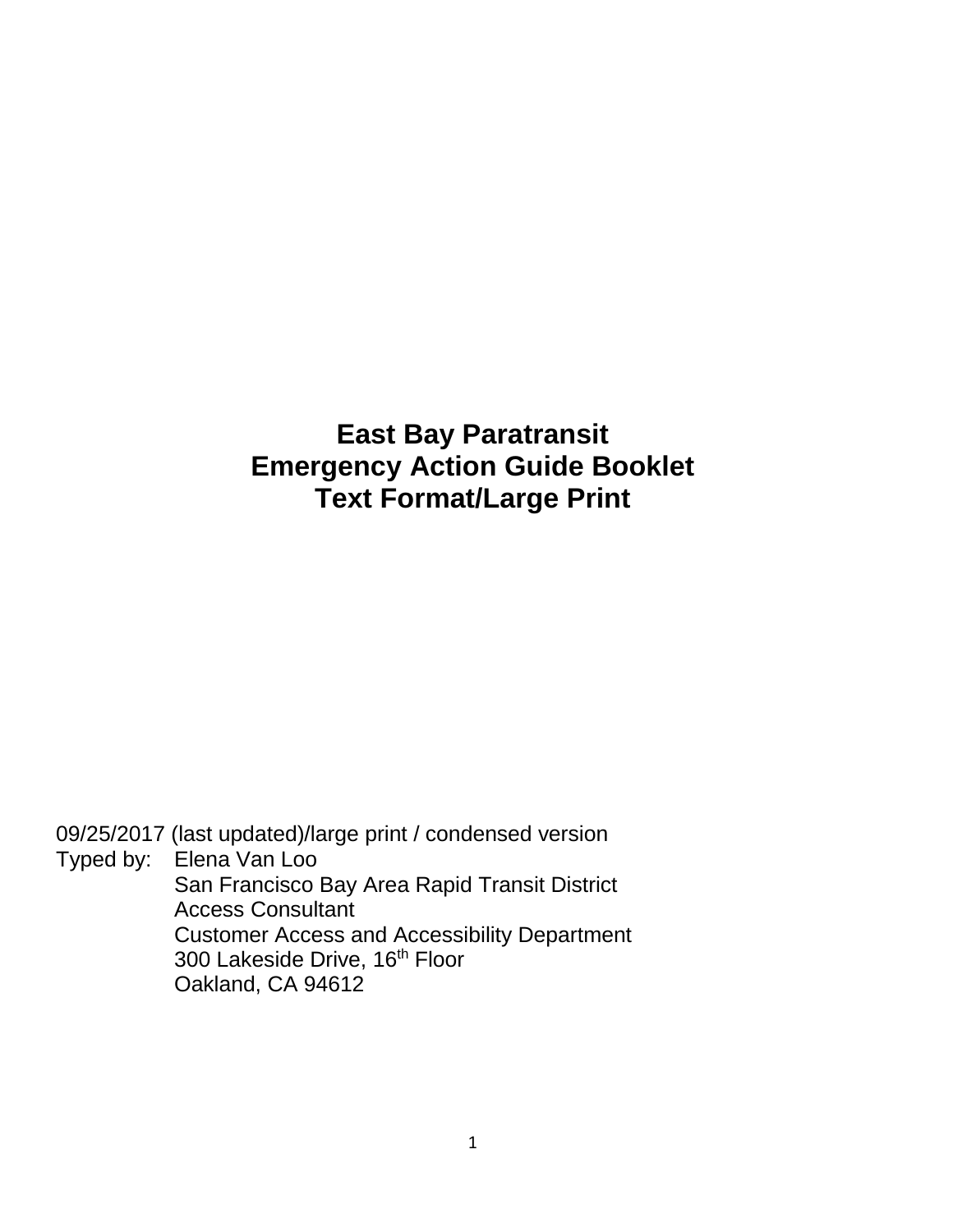# East Bay Paratransit
# Emergency Action Guide Booklet
# Text Format/Large Print

09/25/2017 (last updated)/large print / condensed version

Typed by: Elena Van Loo
San Francisco Bay Area Rapid Transit District
Access Consultant
Customer Access and Accessibility Department
300 Lakeside Drive, 16th Floor
Oakland, CA 94612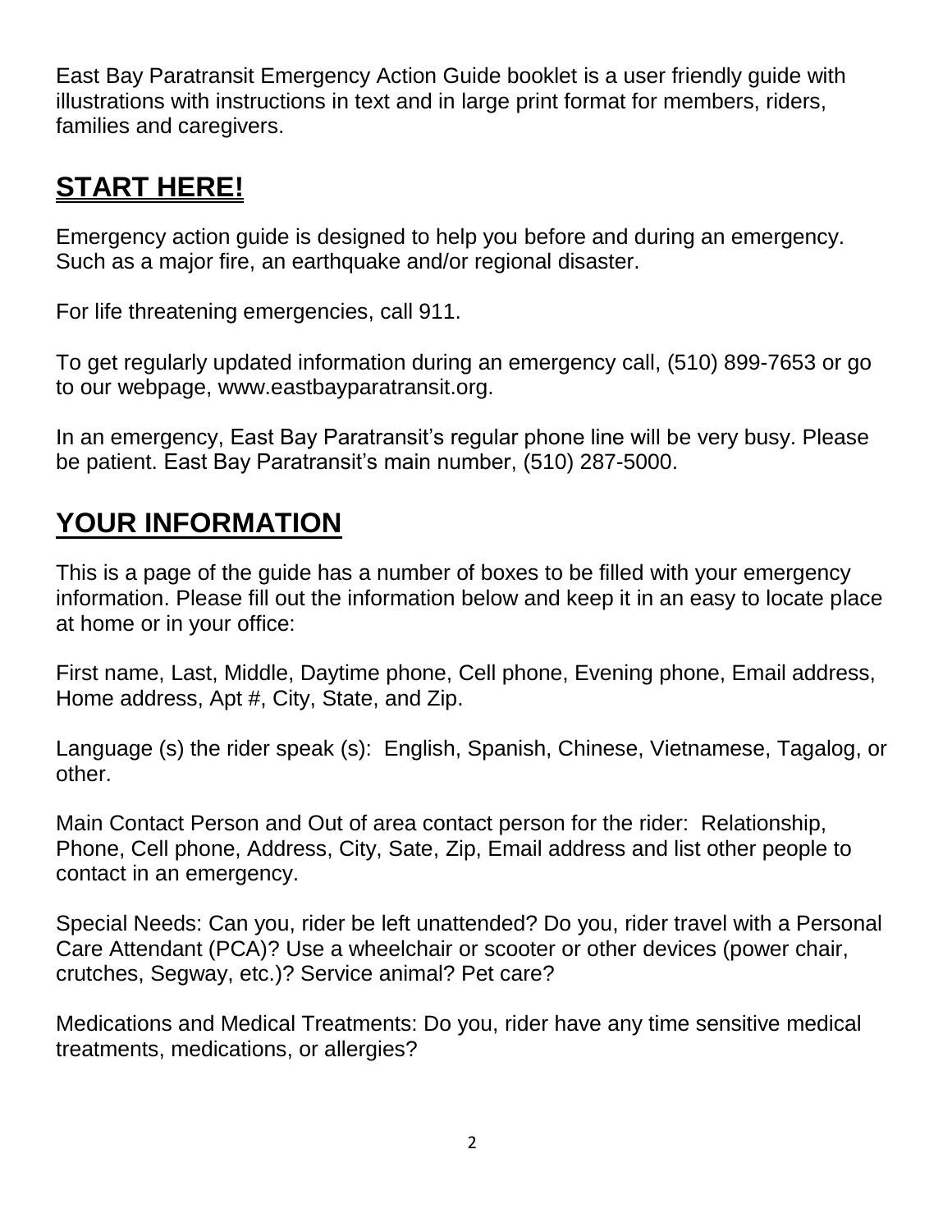East Bay Paratransit Emergency Action Guide booklet is a user friendly guide with illustrations with instructions in text and in large print format for members, riders, families and caregivers.

## START HERE!

Emergency action guide is designed to help you before and during an emergency. Such as a major fire, an earthquake and/or regional disaster.

For life threatening emergencies, call 911.

To get regularly updated information during an emergency call, (510) 899-7653 or go to our webpage, www.eastbayparatransit.org.

In an emergency, East Bay Paratransit's regular phone line will be very busy. Please be patient. East Bay Paratransit's main number, (510) 287-5000.

## YOUR INFORMATION

This is a page of the guide has a number of boxes to be filled with your emergency information. Please fill out the information below and keep it in an easy to locate place at home or in your office:

First name, Last, Middle, Daytime phone, Cell phone, Evening phone, Email address, Home address, Apt #, City, State, and Zip.

Language (s) the rider speak (s): English, Spanish, Chinese, Vietnamese, Tagalog, or other.

Main Contact Person and Out of area contact person for the rider: Relationship, Phone, Cell phone, Address, City, Sate, Zip, Email address and list other people to contact in an emergency.

Special Needs: Can you, rider be left unattended? Do you, rider travel with a Personal Care Attendant (PCA)? Use a wheelchair or scooter or other devices (power chair, crutches, Segway, etc.)? Service animal? Pet care?

Medications and Medical Treatments: Do you, rider have any time sensitive medical treatments, medications, or allergies?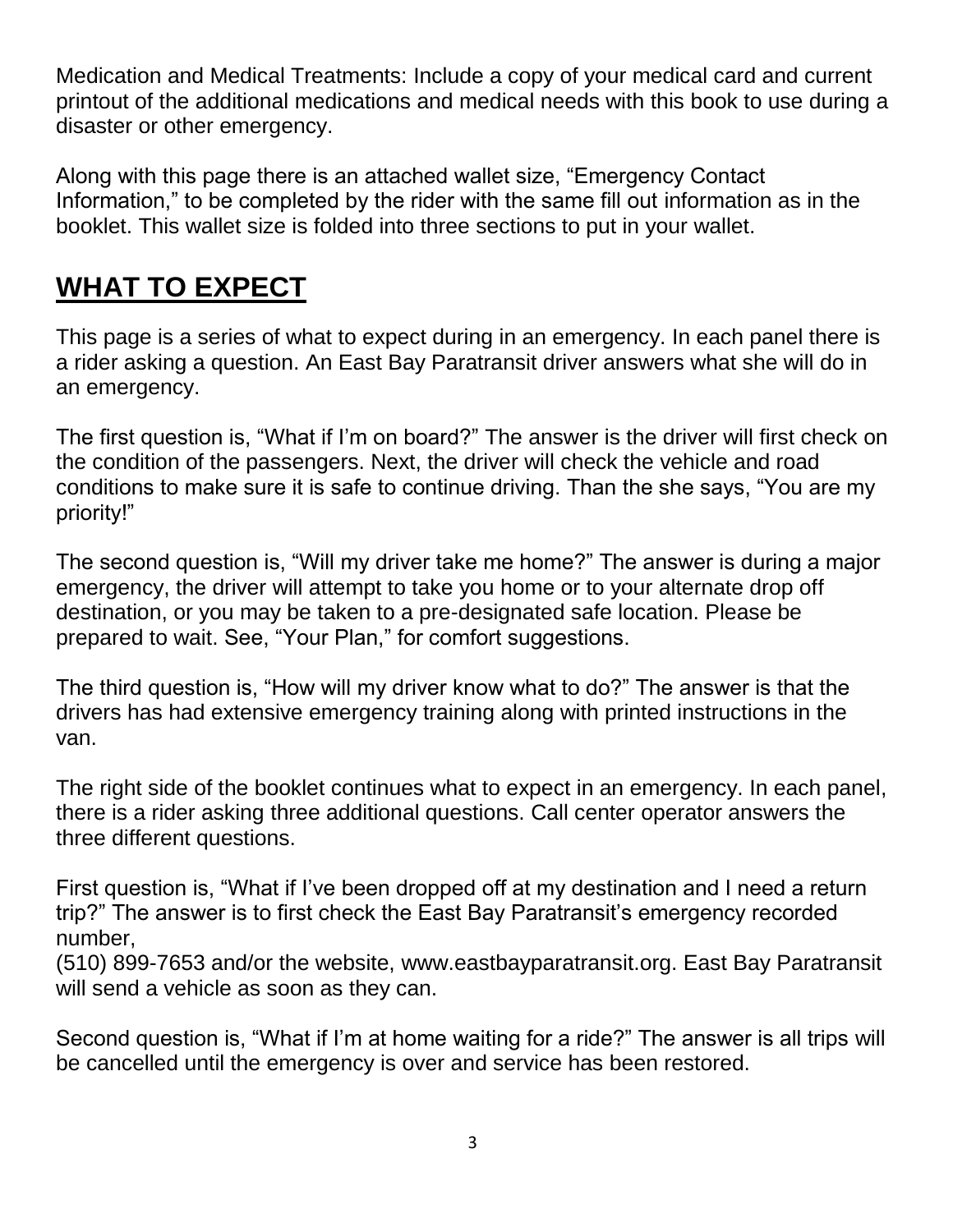Medication and Medical Treatments: Include a copy of your medical card and current printout of the additional medications and medical needs with this book to use during a disaster or other emergency.

Along with this page there is an attached wallet size, "Emergency Contact Information," to be completed by the rider with the same fill out information as in the booklet. This wallet size is folded into three sections to put in your wallet.

# WHAT TO EXPECT

This page is a series of what to expect during in an emergency. In each panel there is a rider asking a question. An East Bay Paratransit driver answers what she will do in an emergency.

The first question is, "What if I'm on board?" The answer is the driver will first check on the condition of the passengers. Next, the driver will check the vehicle and road conditions to make sure it is safe to continue driving. Than the she says, "You are my priority!"

The second question is, "Will my driver take me home?" The answer is during a major emergency, the driver will attempt to take you home or to your alternate drop off destination, or you may be taken to a pre-designated safe location. Please be prepared to wait. See, "Your Plan," for comfort suggestions.

The third question is, "How will my driver know what to do?" The answer is that the drivers has had extensive emergency training along with printed instructions in the van.

The right side of the booklet continues what to expect in an emergency. In each panel, there is a rider asking three additional questions. Call center operator answers the three different questions.

First question is, "What if I've been dropped off at my destination and I need a return trip?" The answer is to first check the East Bay Paratransit's emergency recorded number,
(510) 899-7653 and/or the website, www.eastbayparatransit.org. East Bay Paratransit will send a vehicle as soon as they can.

Second question is, "What if I'm at home waiting for a ride?" The answer is all trips will be cancelled until the emergency is over and service has been restored.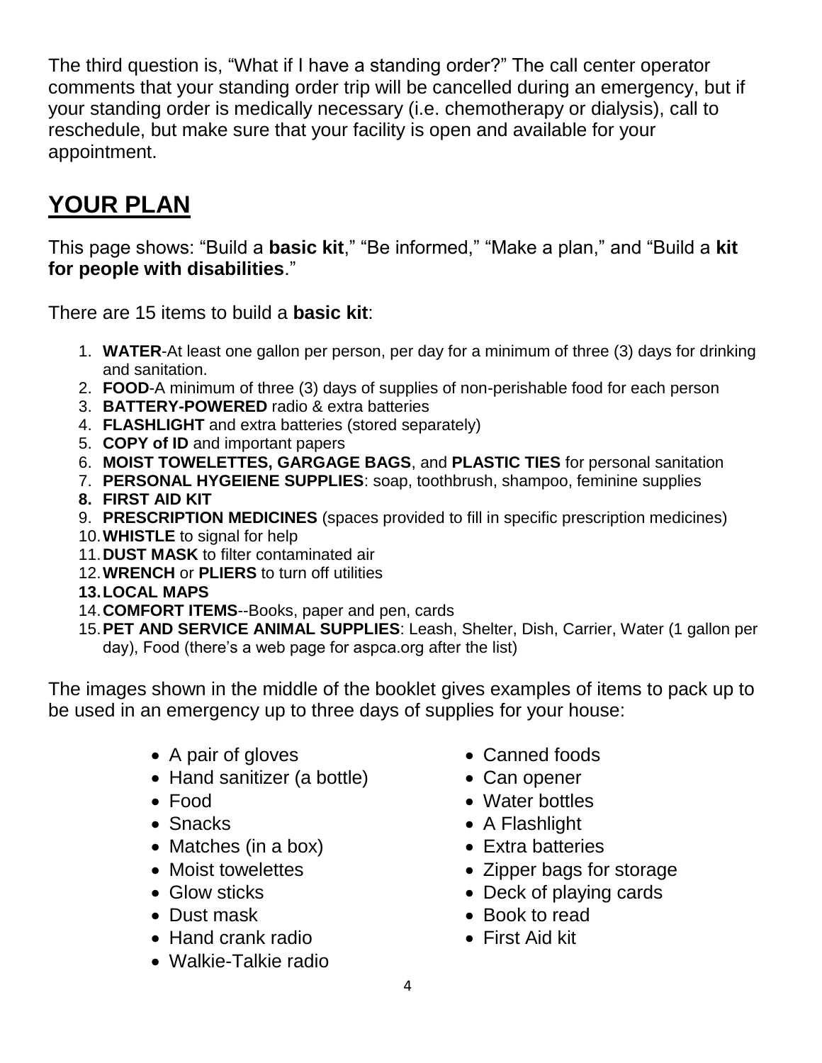The third question is, "What if I have a standing order?" The call center operator comments that your standing order trip will be cancelled during an emergency, but if your standing order is medically necessary (i.e. chemotherapy or dialysis), call to reschedule, but make sure that your facility is open and available for your appointment.

## YOUR PLAN

This page shows: "Build a **basic kit**," "Be informed," "Make a plan," and "Build a **kit for people with disabilities**."

There are 15 items to build a **basic kit**:

1. **WATER**-At least one gallon per person, per day for a minimum of three (3) days for drinking and sanitation.
2. **FOOD**-A minimum of three (3) days of supplies of non-perishable food for each person
3. **BATTERY-POWERED** radio & extra batteries
4. **FLASHLIGHT** and extra batteries (stored separately)
5. **COPY of ID** and important papers
6. **MOIST TOWELETTES, GARGAGE BAGS**, and **PLASTIC TIES** for personal sanitation
7. **PERSONAL HYGEIENE SUPPLIES**: soap, toothbrush, shampoo, feminine supplies
8. **FIRST AID KIT**
9. **PRESCRIPTION MEDICINES** (spaces provided to fill in specific prescription medicines)
10. **WHISTLE** to signal for help
11. **DUST MASK** to filter contaminated air
12. **WRENCH** or **PLIERS** to turn off utilities
13. **LOCAL MAPS**
14. **COMFORT ITEMS**--Books, paper and pen, cards
15. **PET AND SERVICE ANIMAL SUPPLIES**: Leash, Shelter, Dish, Carrier, Water (1 gallon per day), Food (there's a web page for aspca.org after the list)

The images shown in the middle of the booklet gives examples of items to pack up to be used in an emergency up to three days of supplies for your house:

- A pair of gloves
- Hand sanitizer (a bottle)
- Food
- Snacks
- Matches (in a box)
- Moist towelettes
- Glow sticks
- Dust mask
- Hand crank radio
- Walkie-Talkie radio
- Canned foods
- Can opener
- Water bottles
- A Flashlight
- Extra batteries
- Zipper bags for storage
- Deck of playing cards
- Book to read
- First Aid kit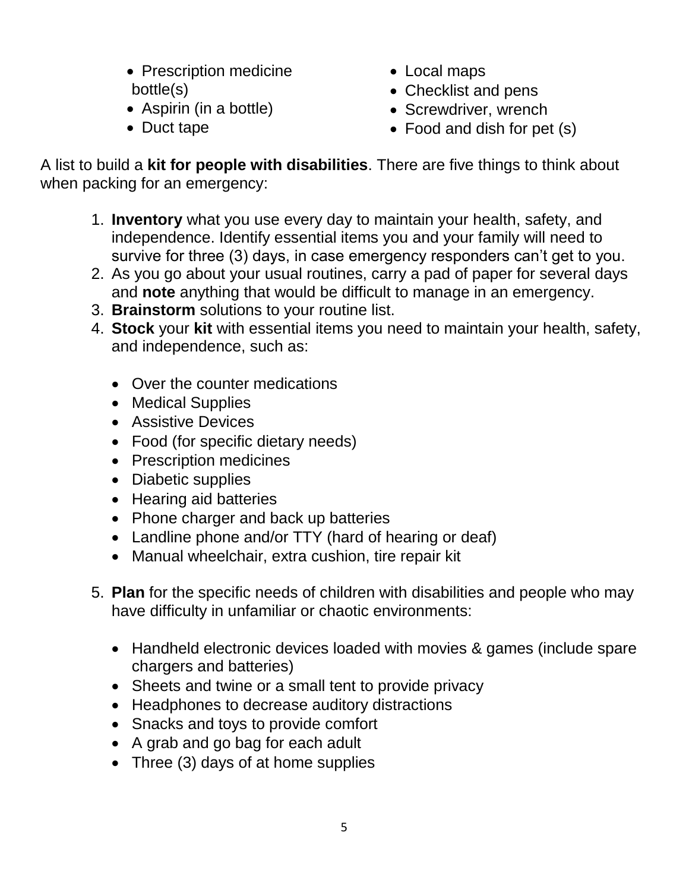- Prescription medicine bottle(s)
- Aspirin (in a bottle)
- Duct tape
- Local maps
- Checklist and pens
- Screwdriver, wrench
- Food and dish for pet (s)

A list to build a **kit for people with disabilities**. There are five things to think about when packing for an emergency:

1. **Inventory** what you use every day to maintain your health, safety, and independence. Identify essential items you and your family will need to survive for three (3) days, in case emergency responders can't get to you.
2. As you go about your usual routines, carry a pad of paper for several days and **note** anything that would be difficult to manage in an emergency.
3. **Brainstorm** solutions to your routine list.
4. **Stock** your **kit** with essential items you need to maintain your health, safety, and independence, such as:

    - Over the counter medications
    - Medical Supplies
    - Assistive Devices
    - Food (for specific dietary needs)
    - Prescription medicines
    - Diabetic supplies
    - Hearing aid batteries
    - Phone charger and back up batteries
    - Landline phone and/or TTY (hard of hearing or deaf)
    - Manual wheelchair, extra cushion, tire repair kit

5. **Plan** for the specific needs of children with disabilities and people who may have difficulty in unfamiliar or chaotic environments:

    - Handheld electronic devices loaded with movies & games (include spare chargers and batteries)
    - Sheets and twine or a small tent to provide privacy
    - Headphones to decrease auditory distractions
    - Snacks and toys to provide comfort
    - A grab and go bag for each adult
    - Three (3) days of at home supplies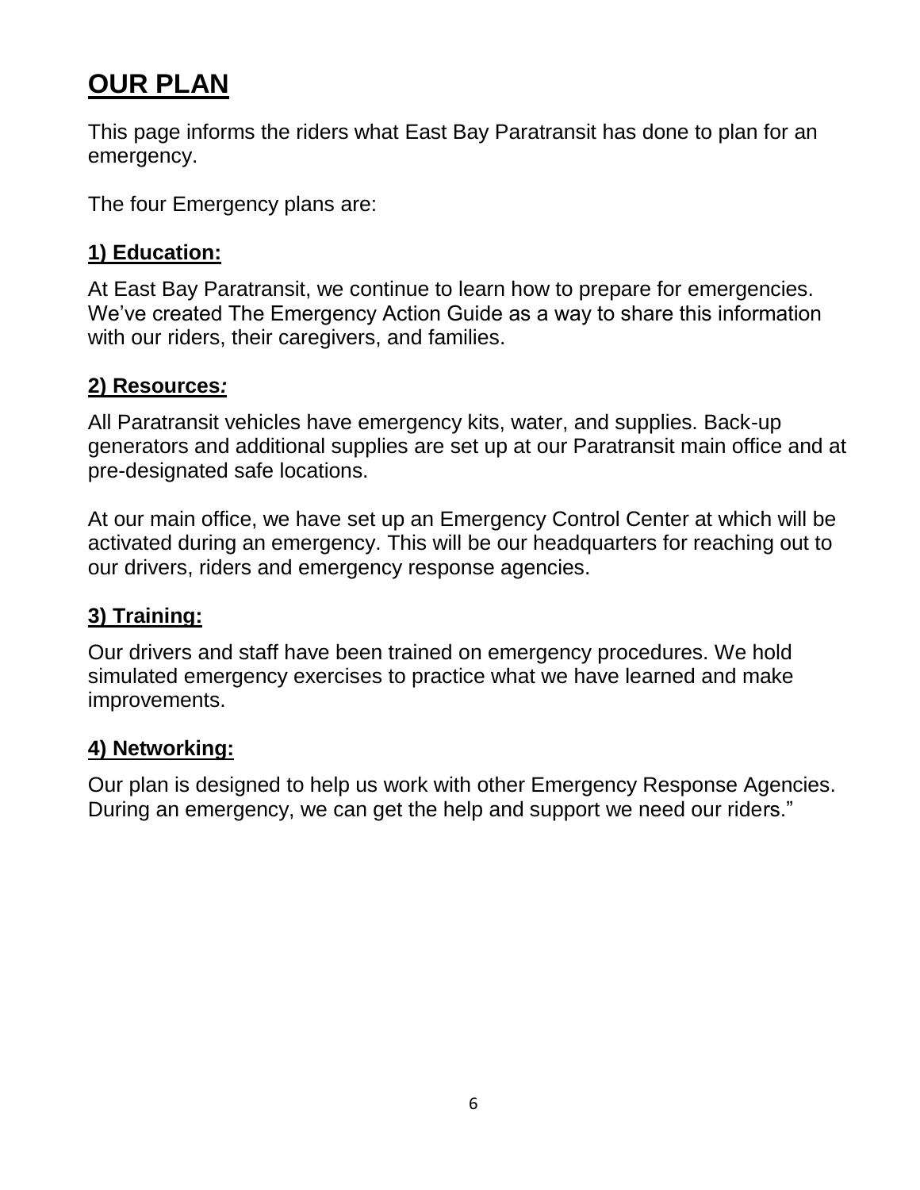# OUR PLAN

This page informs the riders what East Bay Paratransit has done to plan for an emergency.

The four Emergency plans are:

## 1) Education:

At East Bay Paratransit, we continue to learn how to prepare for emergencies. We've created The Emergency Action Guide as a way to share this information with our riders, their caregivers, and families.

## 2) Resources:

All Paratransit vehicles have emergency kits, water, and supplies. Back-up generators and additional supplies are set up at our Paratransit main office and at pre-designated safe locations.

At our main office, we have set up an Emergency Control Center at which will be activated during an emergency. This will be our headquarters for reaching out to our drivers, riders and emergency response agencies.

## 3) Training:

Our drivers and staff have been trained on emergency procedures. We hold simulated emergency exercises to practice what we have learned and make improvements.

## 4) Networking:

Our plan is designed to help us work with other Emergency Response Agencies. During an emergency, we can get the help and support we need our riders."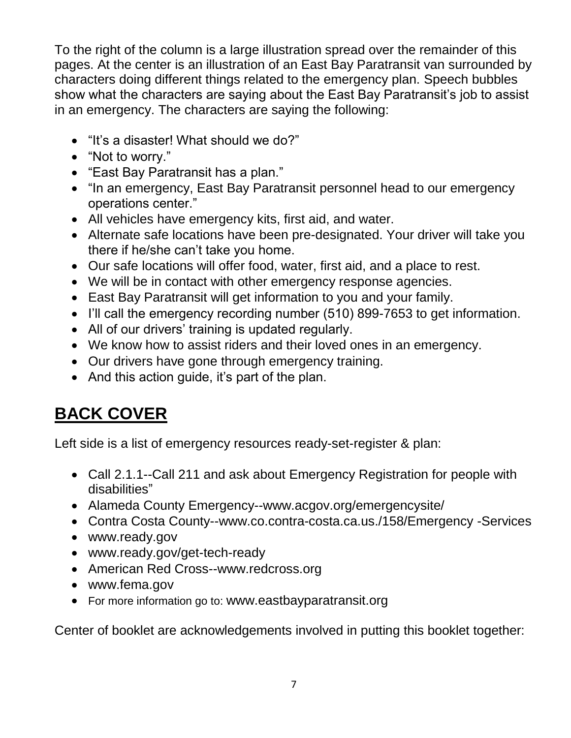To the right of the column is a large illustration spread over the remainder of this pages. At the center is an illustration of an East Bay Paratransit van surrounded by characters doing different things related to the emergency plan. Speech bubbles show what the characters are saying about the East Bay Paratransit's job to assist in an emergency. The characters are saying the following:

- "It's a disaster! What should we do?"
- "Not to worry."
- "East Bay Paratransit has a plan."
- "In an emergency, East Bay Paratransit personnel head to our emergency operations center."
- All vehicles have emergency kits, first aid, and water.
- Alternate safe locations have been pre-designated. Your driver will take you there if he/she can't take you home.
- Our safe locations will offer food, water, first aid, and a place to rest.
- We will be in contact with other emergency response agencies.
- East Bay Paratransit will get information to you and your family.
- I'll call the emergency recording number (510) 899-7653 to get information.
- All of our drivers' training is updated regularly.
- We know how to assist riders and their loved ones in an emergency.
- Our drivers have gone through emergency training.
- And this action guide, it's part of the plan.

# BACK COVER

Left side is a list of emergency resources ready-set-register & plan:

- Call 2.1.1--Call 211 and ask about Emergency Registration for people with disabilities"
- Alameda County Emergency--www.acgov.org/emergencysite/
- Contra Costa County--www.co.contra-costa.ca.us./158/Emergency -Services
- www.ready.gov
- www.ready.gov/get-tech-ready
- American Red Cross--www.redcross.org
- www.fema.gov
- For more information go to: www.eastbayparatransit.org

Center of booklet are acknowledgements involved in putting this booklet together: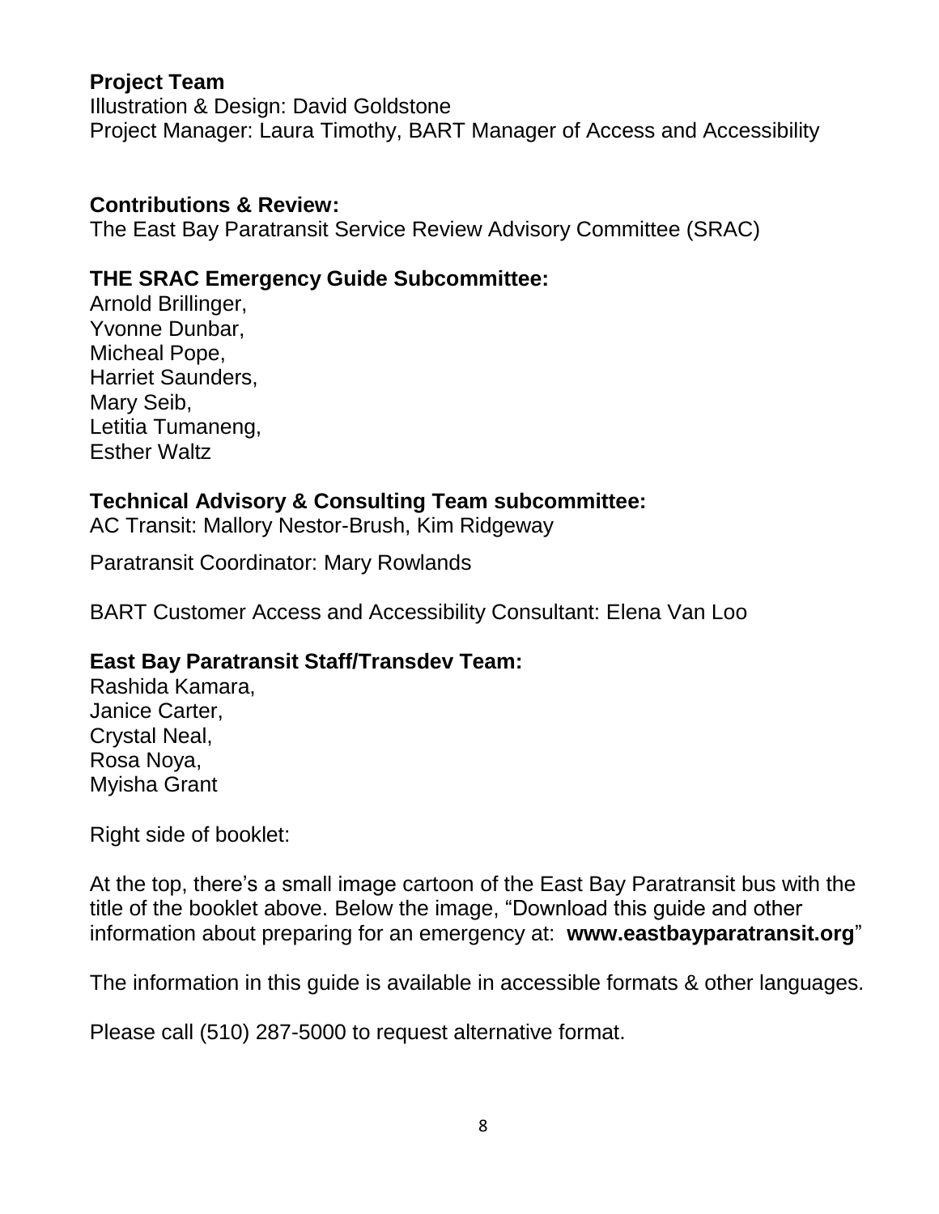**Project Team**
Illustration & Design: David Goldstone
Project Manager: Laura Timothy, BART Manager of Access and Accessibility

**Contributions & Review:**
The East Bay Paratransit Service Review Advisory Committee (SRAC)

**THE SRAC Emergency Guide Subcommittee:**
Arnold Brillinger,
Yvonne Dunbar,
Micheal Pope,
Harriet Saunders,
Mary Seib,
Letitia Tumaneng,
Esther Waltz

**Technical Advisory & Consulting Team subcommittee:**
AC Transit: Mallory Nestor-Brush, Kim Ridgeway

Paratransit Coordinator: Mary Rowlands

BART Customer Access and Accessibility Consultant: Elena Van Loo

**East Bay Paratransit Staff/Transdev Team:**
Rashida Kamara,
Janice Carter,
Crystal Neal,
Rosa Noya,
Myisha Grant

Right side of booklet:

At the top, there's a small image cartoon of the East Bay Paratransit bus with the title of the booklet above. Below the image, "Download this guide and other information about preparing for an emergency at: **www.eastbayparatransit.org**"

The information in this guide is available in accessible formats & other languages.

Please call (510) 287-5000 to request alternative format.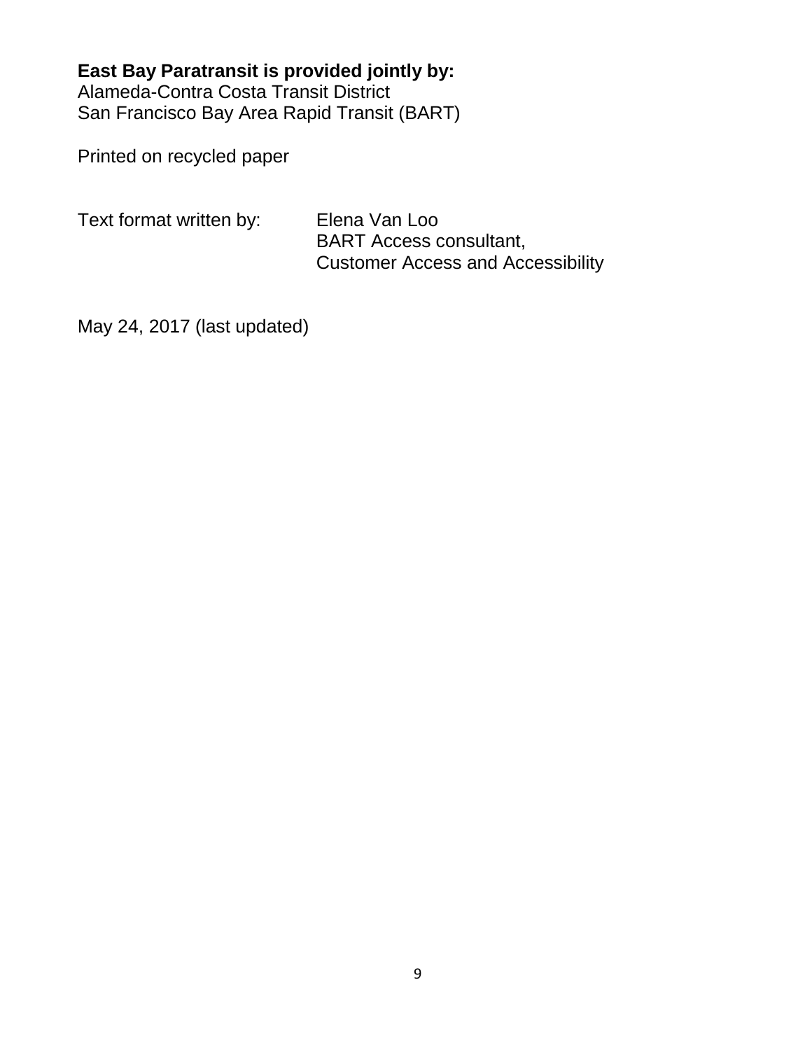**East Bay Paratransit is provided jointly by:**
Alameda-Contra Costa Transit District
San Francisco Bay Area Rapid Transit (BART)

Printed on recycled paper

Text format written by: Elena Van Loo
BART Access consultant,
Customer Access and Accessibility

May 24, 2017 (last updated)